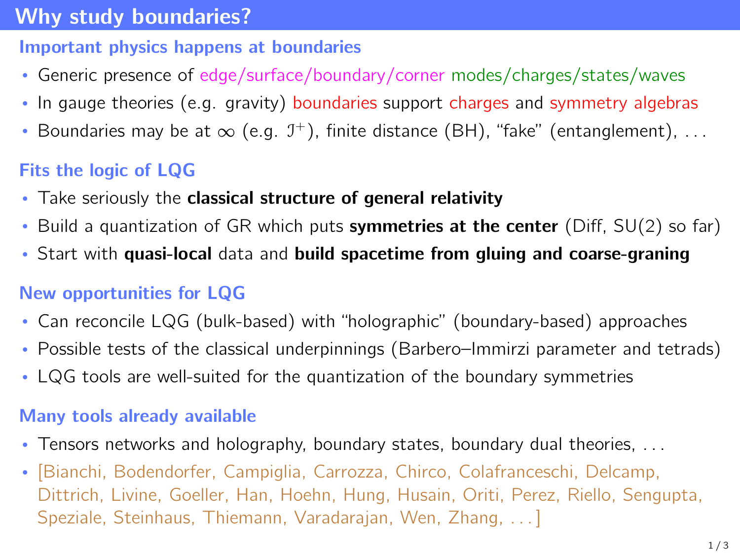# Why study boundaries?

## Important physics happens at boundaries

- Generic presence of edge/surface/boundary/corner modes/charges/states/waves
- In gauge theories (e.g. gravity) boundaries support charges and symmetry algebras
- Boundaries may be at $\infty$ (e.g. $\mathcal{I}^+$), finite distance (BH), "fake" (entanglement), . . .

## Fits the logic of LQG

- Take seriously the **classical structure of general relativity**
- Build a quantization of GR which puts **symmetries at the center** (Diff, SU(2) so far)
- Start with **quasi-local** data and **build spacetime from gluing and coarse-graning**

## New opportunities for LQG

- Can reconcile LQG (bulk-based) with "holographic" (boundary-based) approaches
- Possible tests of the classical underpinnings (Barbero–Immirzi parameter and tetrads)
- LQG tools are well-suited for the quantization of the boundary symmetries

## Many tools already available

- Tensors networks and holography, boundary states, boundary dual theories, . . .
- [Bianchi, Bodendorfer, Campiglia, Carrozza, Chirco, Colafranceschi, Delcamp, Dittrich, Livine, Goeller, Han, Hoehn, Hung, Husain, Oriti, Perez, Riello, Sengupta, Speziale, Steinhaus, Thiemann, Varadarajan, Wen, Zhang, . . . ]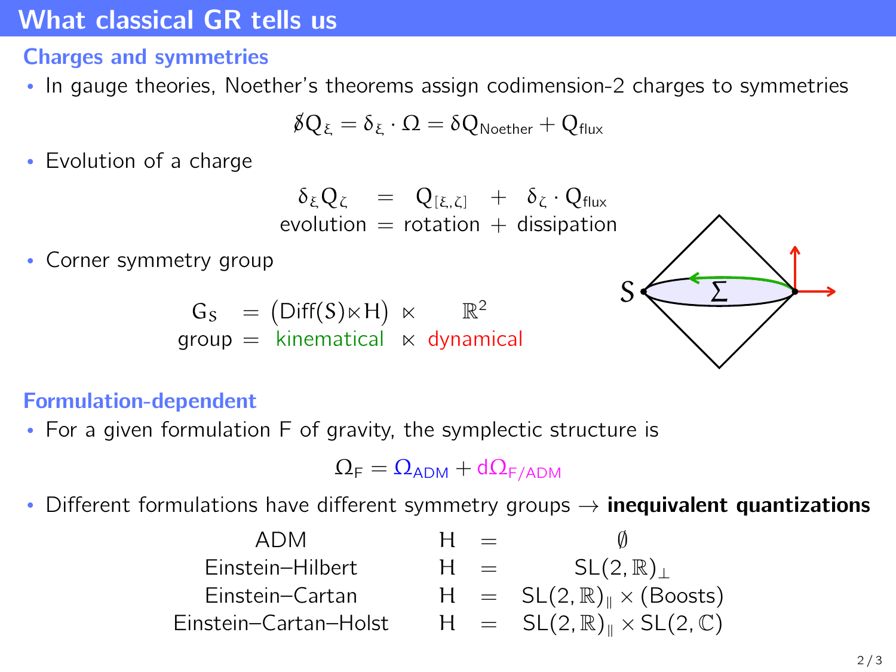# What classical GR tells us

## Charges and symmetries

- In gauge theories, Noether's theorems assign codimension-2 charges to symmetries

$$\not{\delta} Q_\xi = \delta_\xi \cdot \Omega = \delta Q_{\text{Noether}} + Q_{\text{flux}}$$

- Evolution of a charge

$$\begin{array}{ccccc} \delta_\xi Q_\zeta & = & Q_{[\xi,\zeta]} & + & \delta_\zeta \cdot Q_{\text{flux}} \\ \text{evolution} & = & \text{rotation} & + & \text{dissipation} \end{array}$$

- Corner symmetry group

$$\begin{array}{ccccc} G_S & = & \big(\text{Diff}(S) \ltimes H\big) & \ltimes & \mathbb{R}^2 \\ \text{group} & = & \text{kinematical} & \ltimes & \text{dynamical} \end{array}$$

## Formulation-dependent

- For a given formulation F of gravity, the symplectic structure is

$$\Omega_{\mathsf{F}} = \Omega_{\mathsf{ADM}} + \mathrm{d}\Omega_{\mathsf{F/ADM}}$$

- Different formulations have different symmetry groups → **inequivalent quantizations**

| | | |
|---|---|---|
| ADM | $H =$ | $\emptyset$ |
| Einstein–Hilbert | $H =$ | $SL(2,\mathbb{R})_\perp$ |
| Einstein–Cartan | $H =$ | $SL(2,\mathbb{R})_\parallel \times (\text{Boosts})$ |
| Einstein–Cartan–Holst | $H =$ | $SL(2,\mathbb{R})_\parallel \times SL(2,\mathbb{C})$ |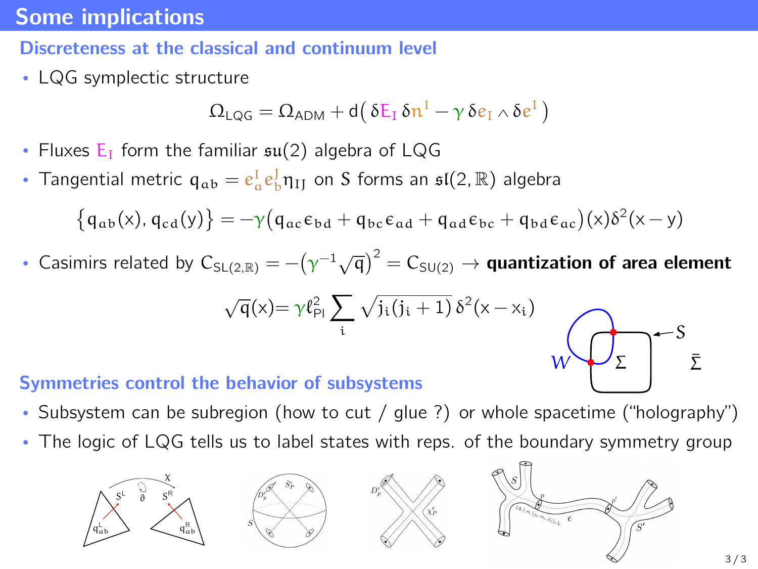# Some implications

## Discreteness at the classical and continuum level

- LQG symplectic structure

$$\Omega_{\text{LQG}} = \Omega_{\text{ADM}} + \mathrm{d}\big(\delta E_I\, \delta n^I - \gamma\, \delta e_I \wedge \delta e^I\big)$$

- Fluxes $E_I$ form the familiar $\mathfrak{su}(2)$ algebra of LQG
- Tangential metric $q_{ab} = e^I_a e^J_b \eta_{IJ}$ on $S$ forms an $\mathfrak{sl}(2,\mathbb{R})$ algebra

$$\{q_{ab}(x), q_{cd}(y)\} = -\gamma\big(q_{ac}\epsilon_{bd} + q_{bc}\epsilon_{ad} + q_{ad}\epsilon_{bc} + q_{bd}\epsilon_{ac}\big)(x)\delta^2(x-y)$$

- Casimirs related by $C_{\mathrm{SL}(2,\mathbb{R})} = -\big(\gamma^{-1}\sqrt{q}\big)^2 = C_{\mathrm{SU}(2)}$ → **quantization of area element**

$$\sqrt{q}(x) = \gamma \ell_{\text{Pl}}^2 \sum_i \sqrt{j_i(j_i+1)}\,\delta^2(x-x_i)$$

W Σ S Σ̄

## Symmetries control the behavior of subsystems

- Subsystem can be subregion (how to cut / glue ?) or whole spacetime ("holography")
- The logic of LQG tells us to label states with reps. of the boundary symmetry group

χ $S^L$ $S^R$ ϑ $q^L_{ab}$ $q^R_{ab}$

$D^\epsilon_p$ $\bar{S}^\epsilon_P$ $S$

$D^\epsilon_p$ $\chi^\epsilon_P$

$S$ $p$ $p'$ $e$ $S'$